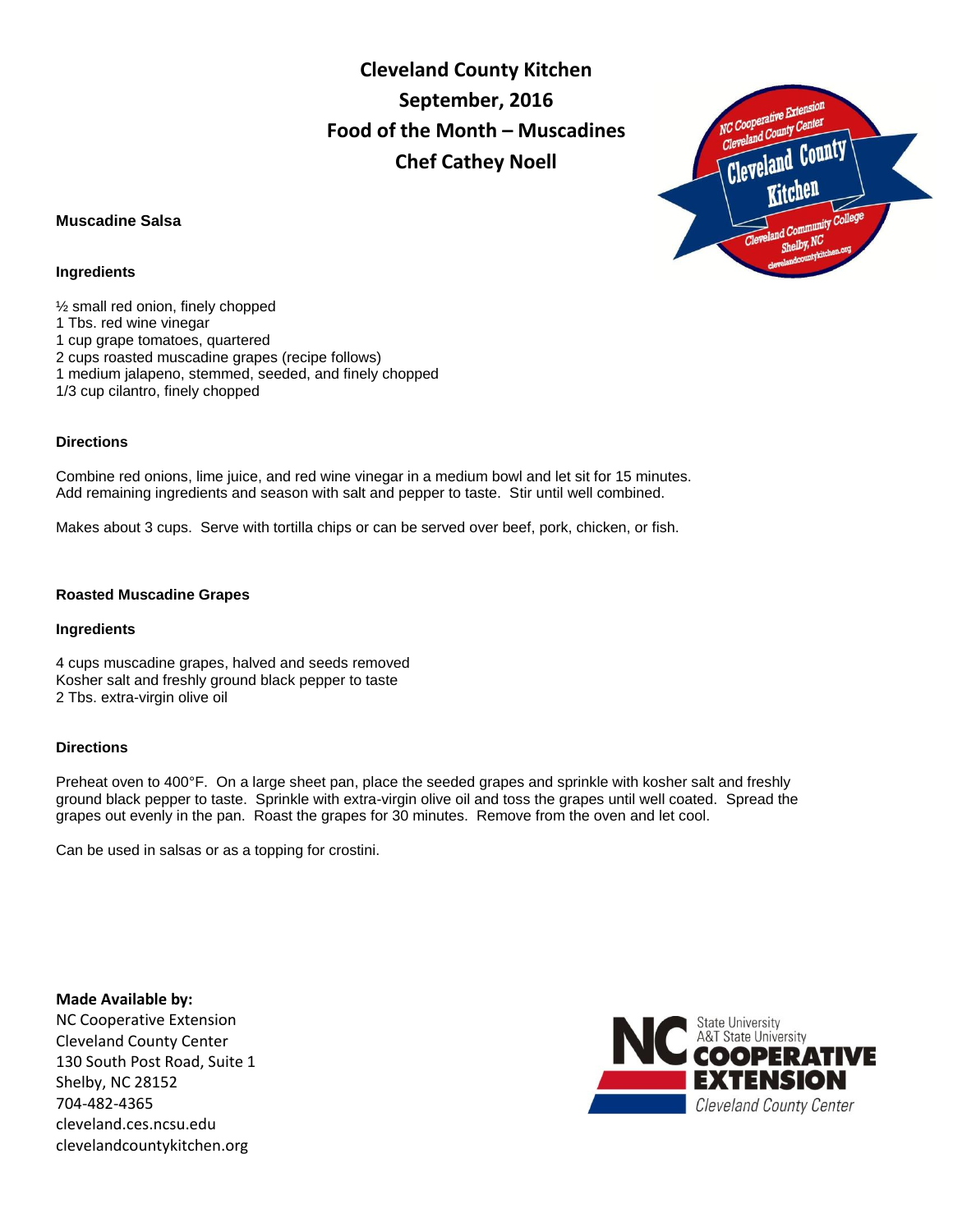# Cleveland County Kitchen
## September, 2016
## Food of the Month – Muscadines
## Chef Cathey Noell

### Muscadine Salsa

**Ingredients**

½ small red onion, finely chopped
1 Tbs. red wine vinegar
1 cup grape tomatoes, quartered
2 cups roasted muscadine grapes (recipe follows)
1 medium jalapeno, stemmed, seeded, and finely chopped
1/3 cup cilantro, finely chopped

**Directions**

Combine red onions, lime juice, and red wine vinegar in a medium bowl and let sit for 15 minutes. Add remaining ingredients and season with salt and pepper to taste. Stir until well combined.

Makes about 3 cups. Serve with tortilla chips or can be served over beef, pork, chicken, or fish.

### Roasted Muscadine Grapes

**Ingredients**

4 cups muscadine grapes, halved and seeds removed
Kosher salt and freshly ground black pepper to taste
2 Tbs. extra-virgin olive oil

**Directions**

Preheat oven to 400°F. On a large sheet pan, place the seeded grapes and sprinkle with kosher salt and freshly ground black pepper to taste. Sprinkle with extra-virgin olive oil and toss the grapes until well coated. Spread the grapes out evenly in the pan. Roast the grapes for 30 minutes. Remove from the oven and let cool.

Can be used in salsas or as a topping for crostini.

**Made Available by:**
NC Cooperative Extension
Cleveland County Center
130 South Post Road, Suite 1
Shelby, NC 28152
704-482-4365
cleveland.ces.ncsu.edu
clevelandcountykitchen.org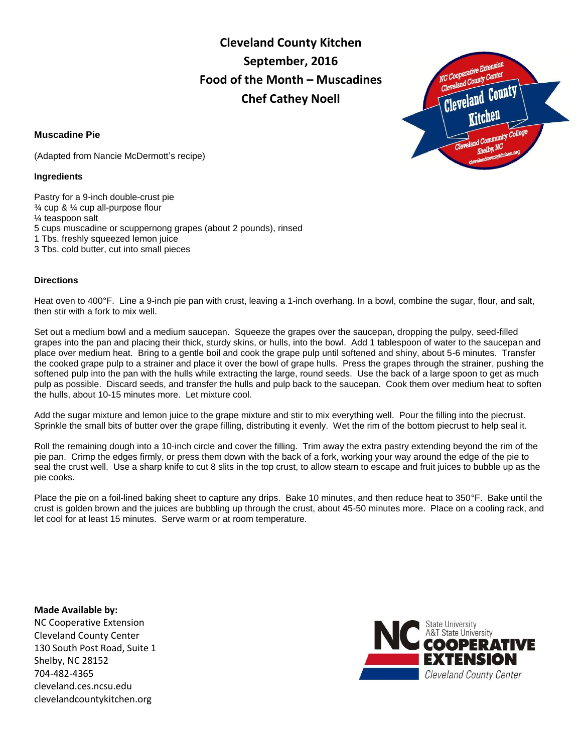**Cleveland County Kitchen**
**September, 2016**
**Food of the Month – Muscadines**
**Chef Cathey Noell**

### Muscadine Pie

(Adapted from Nancie McDermott's recipe)

#### Ingredients

Pastry for a 9-inch double-crust pie
¾ cup & ¼ cup all-purpose flour
¼ teaspoon salt
5 cups muscadine or scuppernong grapes (about 2 pounds), rinsed
1 Tbs. freshly squeezed lemon juice
3 Tbs. cold butter, cut into small pieces

#### Directions

Heat oven to 400°F. Line a 9-inch pie pan with crust, leaving a 1-inch overhang. In a bowl, combine the sugar, flour, and salt, then stir with a fork to mix well.

Set out a medium bowl and a medium saucepan. Squeeze the grapes over the saucepan, dropping the pulpy, seed-filled grapes into the pan and placing their thick, sturdy skins, or hulls, into the bowl. Add 1 tablespoon of water to the saucepan and place over medium heat. Bring to a gentle boil and cook the grape pulp until softened and shiny, about 5-6 minutes. Transfer the cooked grape pulp to a strainer and place it over the bowl of grape hulls. Press the grapes through the strainer, pushing the softened pulp into the pan with the hulls while extracting the large, round seeds. Use the back of a large spoon to get as much pulp as possible. Discard seeds, and transfer the hulls and pulp back to the saucepan. Cook them over medium heat to soften the hulls, about 10-15 minutes more. Let mixture cool.

Add the sugar mixture and lemon juice to the grape mixture and stir to mix everything well. Pour the filling into the piecrust. Sprinkle the small bits of butter over the grape filling, distributing it evenly. Wet the rim of the bottom piecrust to help seal it.

Roll the remaining dough into a 10-inch circle and cover the filling. Trim away the extra pastry extending beyond the rim of the pie pan. Crimp the edges firmly, or press them down with the back of a fork, working your way around the edge of the pie to seal the crust well. Use a sharp knife to cut 8 slits in the top crust, to allow steam to escape and fruit juices to bubble up as the pie cooks.

Place the pie on a foil-lined baking sheet to capture any drips. Bake 10 minutes, and then reduce heat to 350°F. Bake until the crust is golden brown and the juices are bubbling up through the crust, about 45-50 minutes more. Place on a cooling rack, and let cool for at least 15 minutes. Serve warm or at room temperature.

**Made Available by:**
NC Cooperative Extension
Cleveland County Center
130 South Post Road, Suite 1
Shelby, NC 28152
704-482-4365
cleveland.ces.ncsu.edu
clevelandcountykitchen.org